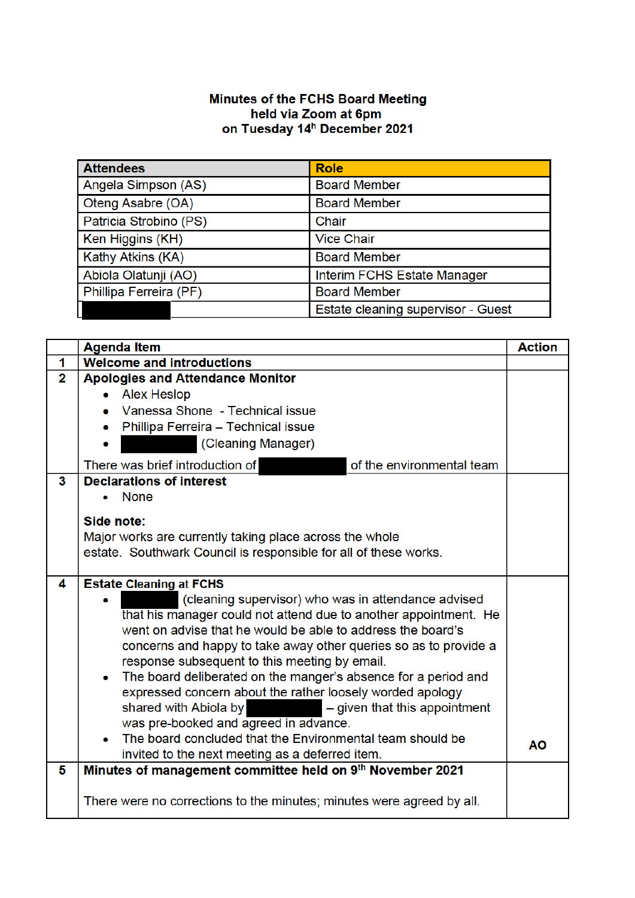**Minutes of the FCHS Board Meeting**
**held via Zoom at 6pm**
**on Tuesday 14th December 2021**

| Attendees | Role |
|---|---|
| Angela Simpson (AS) | Board Member |
| Oteng Asabre (OA) | Board Member |
| Patricia Strobino (PS) | Chair |
| Ken Higgins (KH) | Vice Chair |
| Kathy Atkins (KA) | Board Member |
| Abiola Olatunji (AO) | Interim FCHS Estate Manager |
| Phillipa Ferreira (PF) | Board Member |
| [redacted] | Estate cleaning supervisor - Guest |

| | Agenda Item | Action |
|---|---|---|
| **1** | **Welcome and introductions** | |
| **2** | **Apologies and Attendance Monitor**<br>• Alex Heslop<br>• Vanessa Shone - Technical issue<br>• Phillipa Ferreira – Technical issue<br>• [redacted] (Cleaning Manager)<br><br>There was brief introduction of [redacted] of the environmental team | |
| **3** | **Declarations of interest**<br>• None<br><br>**Side note:**<br>Major works are currently taking place across the whole estate. Southwark Council is responsible for all of these works. | |
| **4** | **Estate Cleaning at FCHS**<br>• [redacted] (cleaning supervisor) who was in attendance advised that his manager could not attend due to another appointment. He went on advise that he would be able to address the board's concerns and happy to take away other queries so as to provide a response subsequent to this meeting by email.<br>• The board deliberated on the manger's absence for a period and expressed concern about the rather loosely worded apology shared with Abiola by [redacted] – given that this appointment was pre-booked and agreed in advance.<br>• The board concluded that the Environmental team should be invited to the next meeting as a deferred item. | **AO** |
| **5** | **Minutes of management committee held on 9th November 2021**<br><br>There were no corrections to the minutes; minutes were agreed by all. | |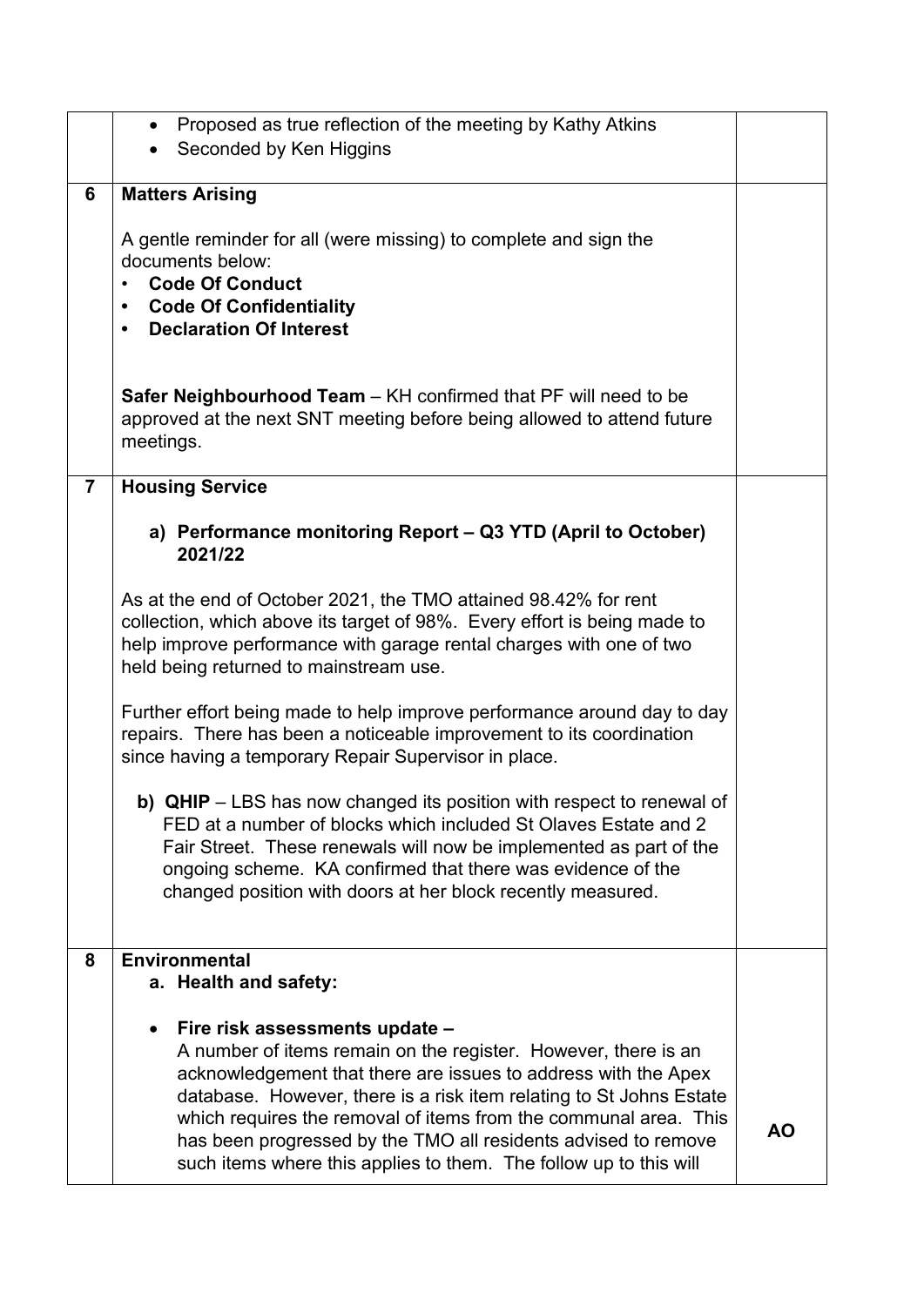| | | |
|---|---|---|
| | • Proposed as true reflection of the meeting by Kathy Atkins<br>• Seconded by Ken Higgins | |
| **6** | **Matters Arising**<br><br>A gentle reminder for all (were missing) to complete and sign the documents below:<br>• **Code Of Conduct**<br>• **Code Of Confidentiality**<br>• **Declaration Of Interest**<br><br>**Safer Neighbourhood Team** – KH confirmed that PF will need to be approved at the next SNT meeting before being allowed to attend future meetings. | |
| **7** | **Housing Service**<br><br>**a) Performance monitoring Report – Q3 YTD (April to October) 2021/22**<br><br>As at the end of October 2021, the TMO attained 98.42% for rent collection, which above its target of 98%. Every effort is being made to help improve performance with garage rental charges with one of two held being returned to mainstream use.<br><br>Further effort being made to help improve performance around day to day repairs. There has been a noticeable improvement to its coordination since having a temporary Repair Supervisor in place.<br><br>**b) QHIP** – LBS has now changed its position with respect to renewal of FED at a number of blocks which included St Olaves Estate and 2 Fair Street. These renewals will now be implemented as part of the ongoing scheme. KA confirmed that there was evidence of the changed position with doors at her block recently measured. | |
| **8** | **Environmental**<br>**a. Health and safety:**<br><br>• **Fire risk assessments update –**<br>A number of items remain on the register. However, there is an acknowledgement that there are issues to address with the Apex database. However, there is a risk item relating to St Johns Estate which requires the removal of items from the communal area. This has been progressed by the TMO all residents advised to remove such items where this applies to them. The follow up to this will | **AO** |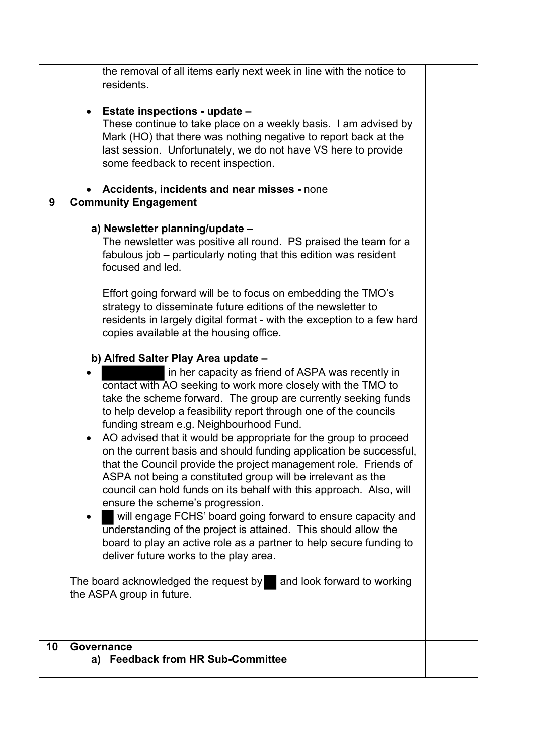| | | |
|---|---|---|
| | the removal of all items early next week in line with the notice to residents.<br><br>• **Estate inspections - update –**<br>These continue to take place on a weekly basis. I am advised by Mark (HO) that there was nothing negative to report back at the last session. Unfortunately, we do not have VS here to provide some feedback to recent inspection.<br><br>• **Accidents, incidents and near misses -** none | |
| **9** | **Community Engagement**<br><br>**a) Newsletter planning/update –**<br>The newsletter was positive all round. PS praised the team for a fabulous job – particularly noting that this edition was resident focused and led.<br><br>Effort going forward will be to focus on embedding the TMO's strategy to disseminate future editions of the newsletter to residents in largely digital format - with the exception to a few hard copies available at the housing office.<br><br>**b) Alfred Salter Play Area update –**<br>• ██████████ in her capacity as friend of ASPA was recently in contact with AO seeking to work more closely with the TMO to take the scheme forward. The group are currently seeking funds to help develop a feasibility report through one of the councils funding stream e.g. Neighbourhood Fund.<br>• AO advised that it would be appropriate for the group to proceed on the current basis and should funding application be successful, that the Council provide the project management role. Friends of ASPA not being a constituted group will be irrelevant as the council can hold funds on its behalf with this approach. Also, will ensure the scheme's progression.<br>• ██ will engage FCHS' board going forward to ensure capacity and understanding of the project is attained. This should allow the board to play an active role as a partner to help secure funding to deliver future works to the play area.<br><br>The board acknowledged the request by ██ and look forward to working the ASPA group in future. | |
| **10** | **Governance**<br>**a) Feedback from HR Sub-Committee** | |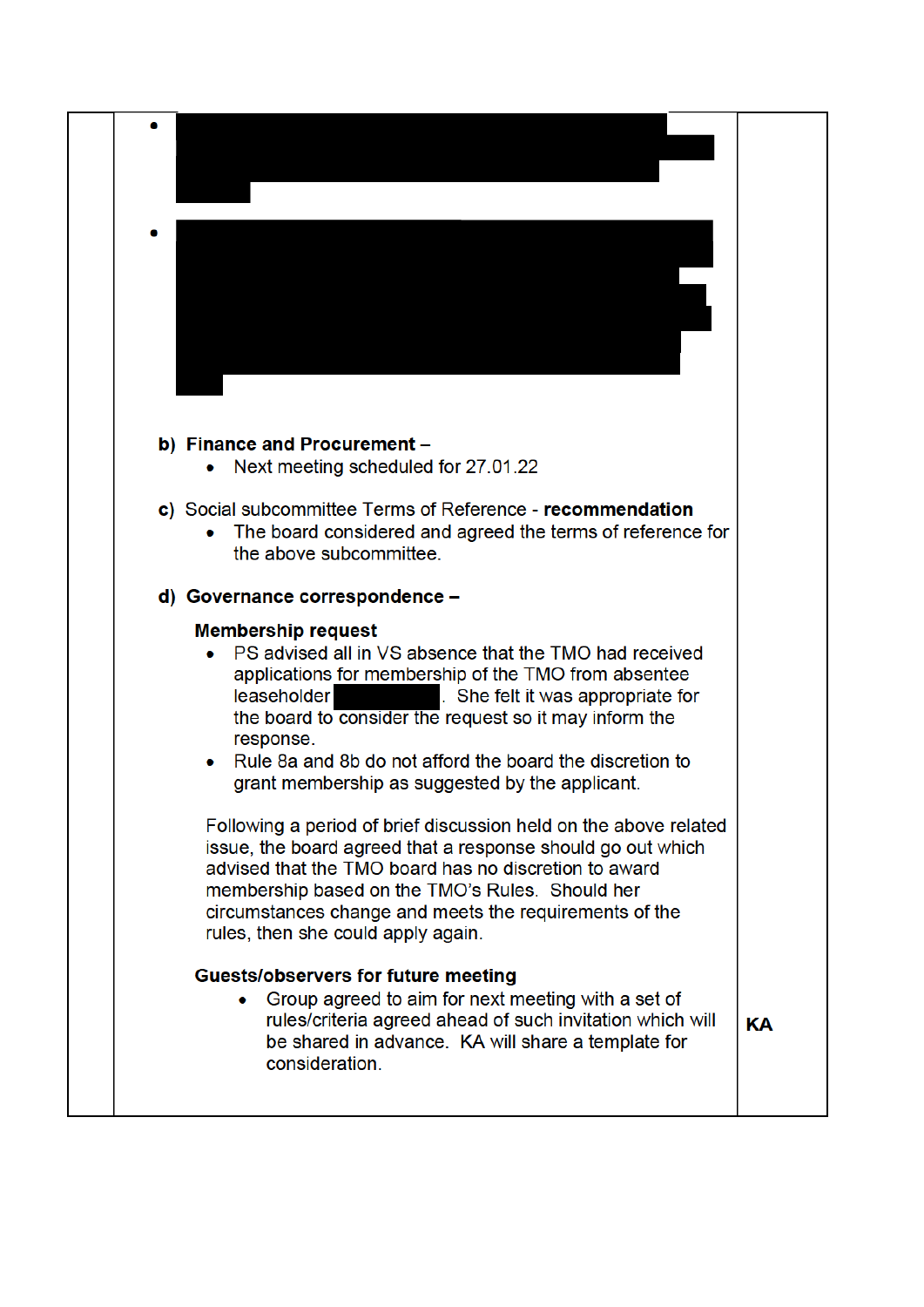| | | |
|---|---|---|
| | • [REDACTED]<br><br>• [REDACTED]<br><br>**b) Finance and Procurement –**<br>• Next meeting scheduled for 27.01.22<br><br>**c)** Social subcommittee Terms of Reference - **recommendation**<br>• The board considered and agreed the terms of reference for the above subcommittee.<br><br>**d) Governance correspondence –**<br><br>**Membership request**<br>• PS advised all in VS absence that the TMO had received applications for membership of the TMO from absentee leaseholder [REDACTED]. She felt it was appropriate for the board to consider the request so it may inform the response.<br>• Rule 8a and 8b do not afford the board the discretion to grant membership as suggested by the applicant.<br><br>Following a period of brief discussion held on the above related issue, the board agreed that a response should go out which advised that the TMO board has no discretion to award membership based on the TMO's Rules. Should her circumstances change and meets the requirements of the rules, then she could apply again.<br><br>**Guests/observers for future meeting**<br>• Group agreed to aim for next meeting with a set of rules/criteria agreed ahead of such invitation which will be shared in advance. KA will share a template for consideration. | **KA** |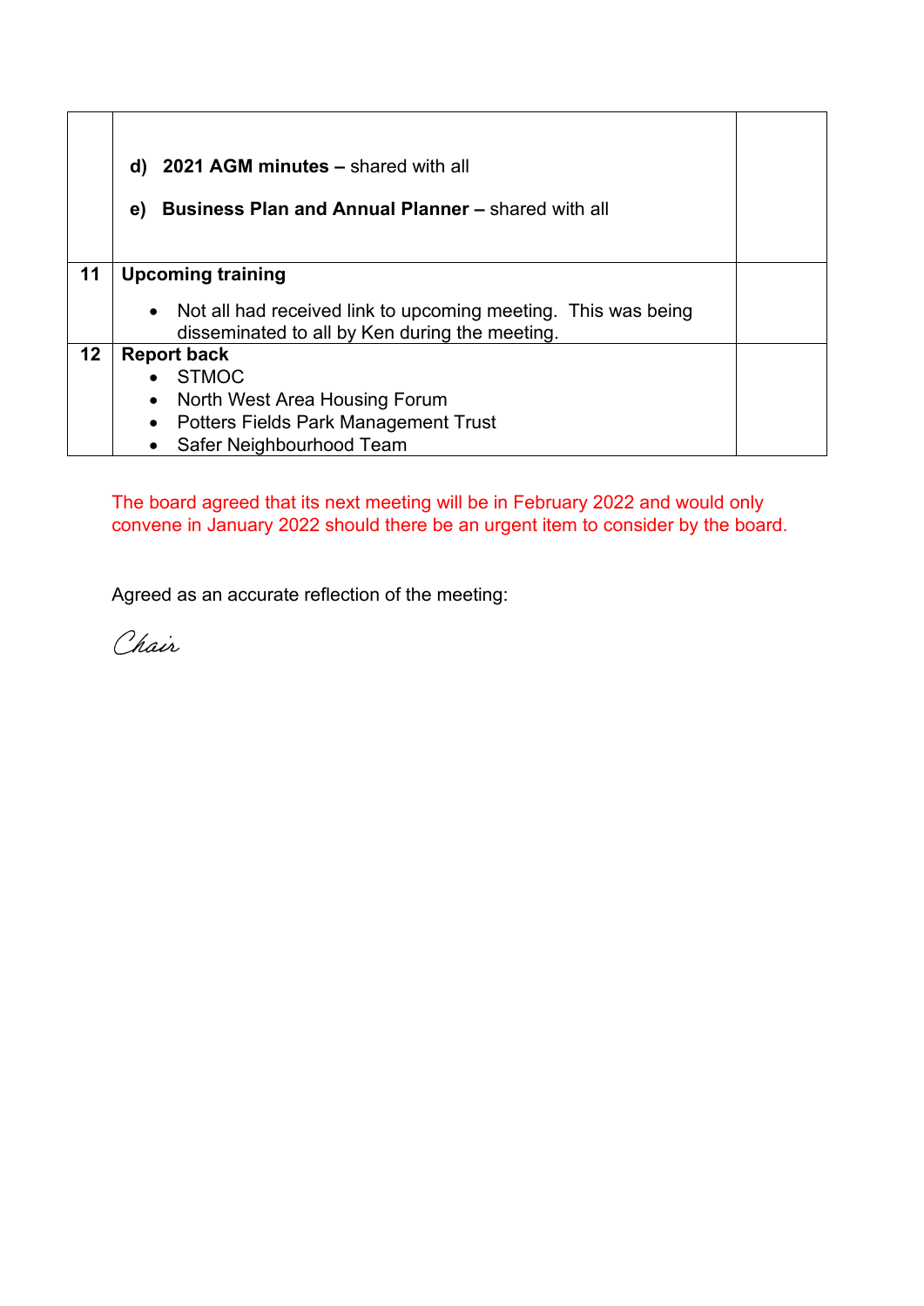| | | |
|---|---|---|
| | **d) 2021 AGM minutes –** shared with all<br><br>**e) Business Plan and Annual Planner –** shared with all | |
| **11** | **Upcoming training**<br><br>• Not all had received link to upcoming meeting. This was being disseminated to all by Ken during the meeting. | |
| **12** | **Report back**<br>• STMOC<br>• North West Area Housing Forum<br>• Potters Fields Park Management Trust<br>• Safer Neighbourhood Team | |

The board agreed that its next meeting will be in February 2022 and would only convene in January 2022 should there be an urgent item to consider by the board.

Agreed as an accurate reflection of the meeting:

*Chair*